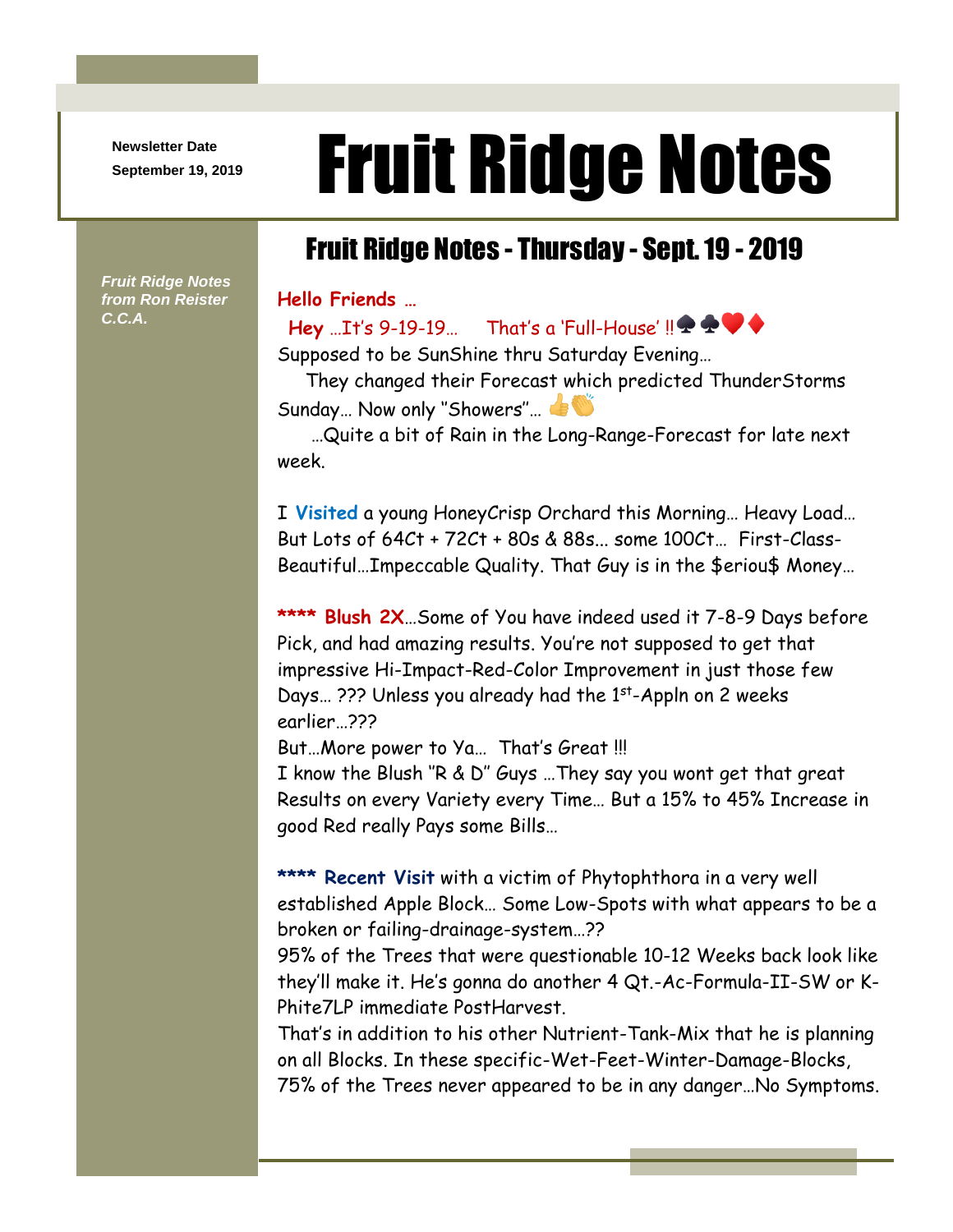Newsletter Date
September 19, 2019

# Fruit Ridge Notes

*Fruit Ridge Notes from Ron Reister C.C.A.*

## Fruit Ridge Notes - Thursday - Sept. 19 - 2019

**Hello Friends …**

**Hey** …It's 9-19-19… That's a 'Full-House' !!♠♣❤♦

Supposed to be SunShine thru Saturday Evening…

They changed their Forecast which predicted ThunderStorms Sunday… Now only "Showers"… 👍👏

…Quite a bit of Rain in the Long-Range-Forecast for late next week.

I **Visited** a young HoneyCrisp Orchard this Morning… Heavy Load… But Lots of 64Ct + 72Ct + 80s & 88s... some 100Ct… First-Class-Beautiful…Impeccable Quality. That Guy is in the $eriou$ Money…

**\*\*\*\* Blush 2X**…Some of You have indeed used it 7-8-9 Days before Pick, and had amazing results. You're not supposed to get that impressive Hi-Impact-Red-Color Improvement in just those few Days… ??? Unless you already had the 1st-Appln on 2 weeks earlier…???

But…More power to Ya… That's Great !!!

I know the Blush "R & D" Guys …They say you wont get that great Results on every Variety every Time… But a 15% to 45% Increase in good Red really Pays some Bills…

**\*\*\*\* Recent Visit** with a victim of Phytophthora in a very well established Apple Block… Some Low-Spots with what appears to be a broken or failing-drainage-system…??

95% of the Trees that were questionable 10-12 Weeks back look like they'll make it. He's gonna do another 4 Qt.-Ac-Formula-II-SW or K-Phite7LP immediate PostHarvest.

That's in addition to his other Nutrient-Tank-Mix that he is planning on all Blocks. In these specific-Wet-Feet-Winter-Damage-Blocks, 75% of the Trees never appeared to be in any danger…No Symptoms.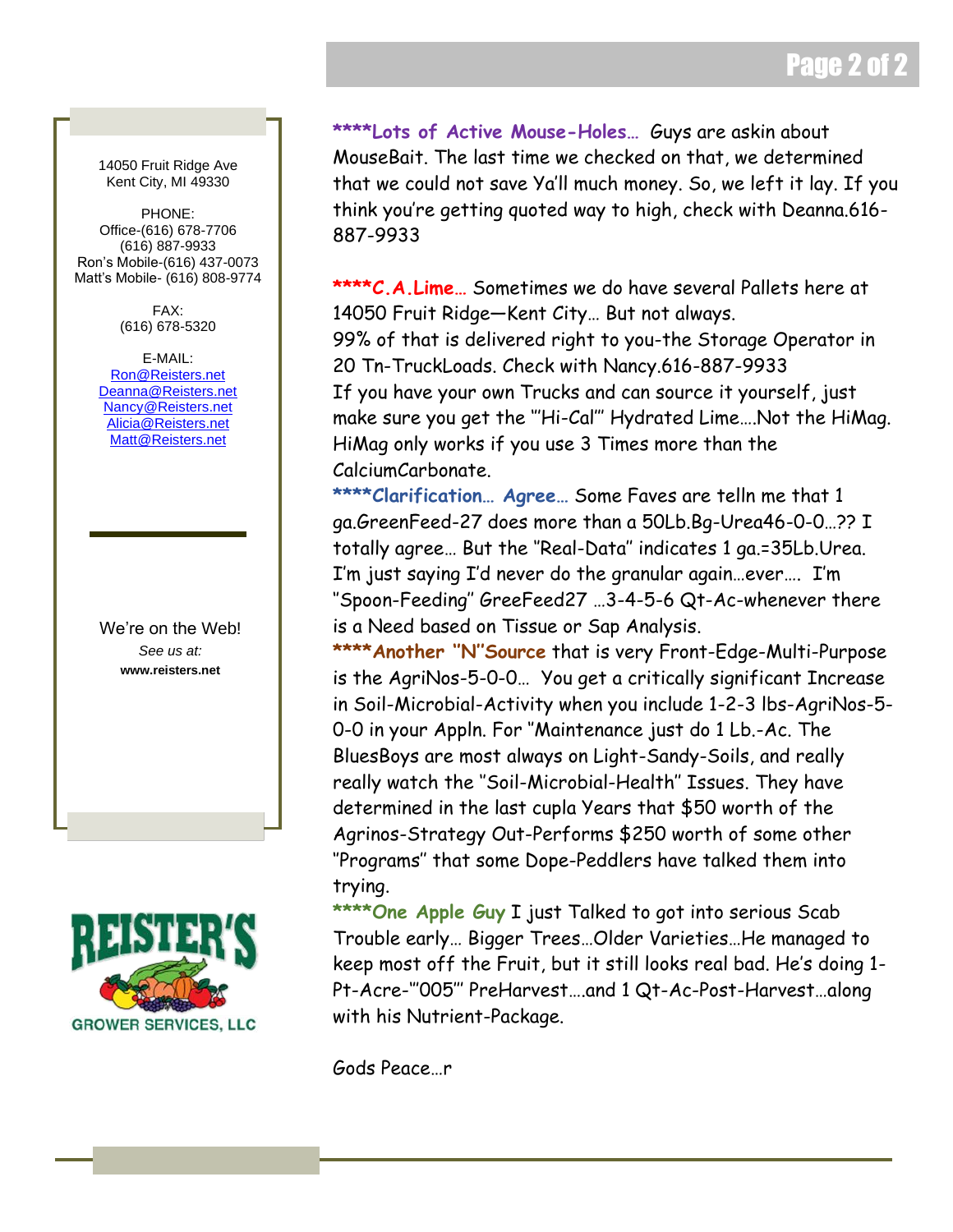14050 Fruit Ridge Ave
Kent City, MI 49330

PHONE:
Office-(616) 678-7706
(616) 887-9933
Ron's Mobile-(616) 437-0073
Matt's Mobile- (616) 808-9774

FAX:
(616) 678-5320

E-MAIL:
Ron@Reisters.net
Deanna@Reisters.net
Nancy@Reisters.net
Alicia@Reisters.net
Matt@Reisters.net

We're on the Web!
*See us at:*
**www.reisters.net**

REISTER'S GROWER SERVICES, LLC

**\*\*\*\*Lots of Active Mouse-Holes…** Guys are askin about MouseBait. The last time we checked on that, we determined that we could not save Ya'll much money. So, we left it lay. If you think you're getting quoted way to high, check with Deanna.616-887-9933

**\*\*\*\*C.A.Lime…** Sometimes we do have several Pallets here at 14050 Fruit Ridge—Kent City… But not always.
99% of that is delivered right to you-the Storage Operator in 20 Tn-TruckLoads. Check with Nancy.616-887-9933
If you have your own Trucks and can source it yourself, just make sure you get the "'Hi-Cal"' Hydrated Lime….Not the HiMag. HiMag only works if you use 3 Times more than the CalciumCarbonate.

**\*\*\*\*Clarification… Agree…** Some Faves are telln me that 1 ga.GreenFeed-27 does more than a 50Lb.Bg-Urea46-0-0…?? I totally agree… But the "Real-Data" indicates 1 ga.=35Lb.Urea. I'm just saying I'd never do the granular again…ever…. I'm "Spoon-Feeding" GreeFeed27 …3-4-5-6 Qt-Ac-whenever there is a Need based on Tissue or Sap Analysis.

**\*\*\*\*Another "N"Source** that is very Front-Edge-Multi-Purpose is the AgriNos-5-0-0… You get a critically significant Increase in Soil-Microbial-Activity when you include 1-2-3 lbs-AgriNos-5-0-0 in your Appln. For "Maintenance just do 1 Lb.-Ac. The BluesBoys are most always on Light-Sandy-Soils, and really really watch the "Soil-Microbial-Health" Issues. They have determined in the last cupla Years that $50 worth of the Agrinos-Strategy Out-Performs $250 worth of some other "Programs" that some Dope-Peddlers have talked them into trying.

**\*\*\*\*One Apple Guy** I just Talked to got into serious Scab Trouble early… Bigger Trees…Older Varieties…He managed to keep most off the Fruit, but it still looks real bad. He's doing 1-Pt-Acre-"'005"' PreHarvest….and 1 Qt-Ac-Post-Harvest…along with his Nutrient-Package.

Gods Peace…r